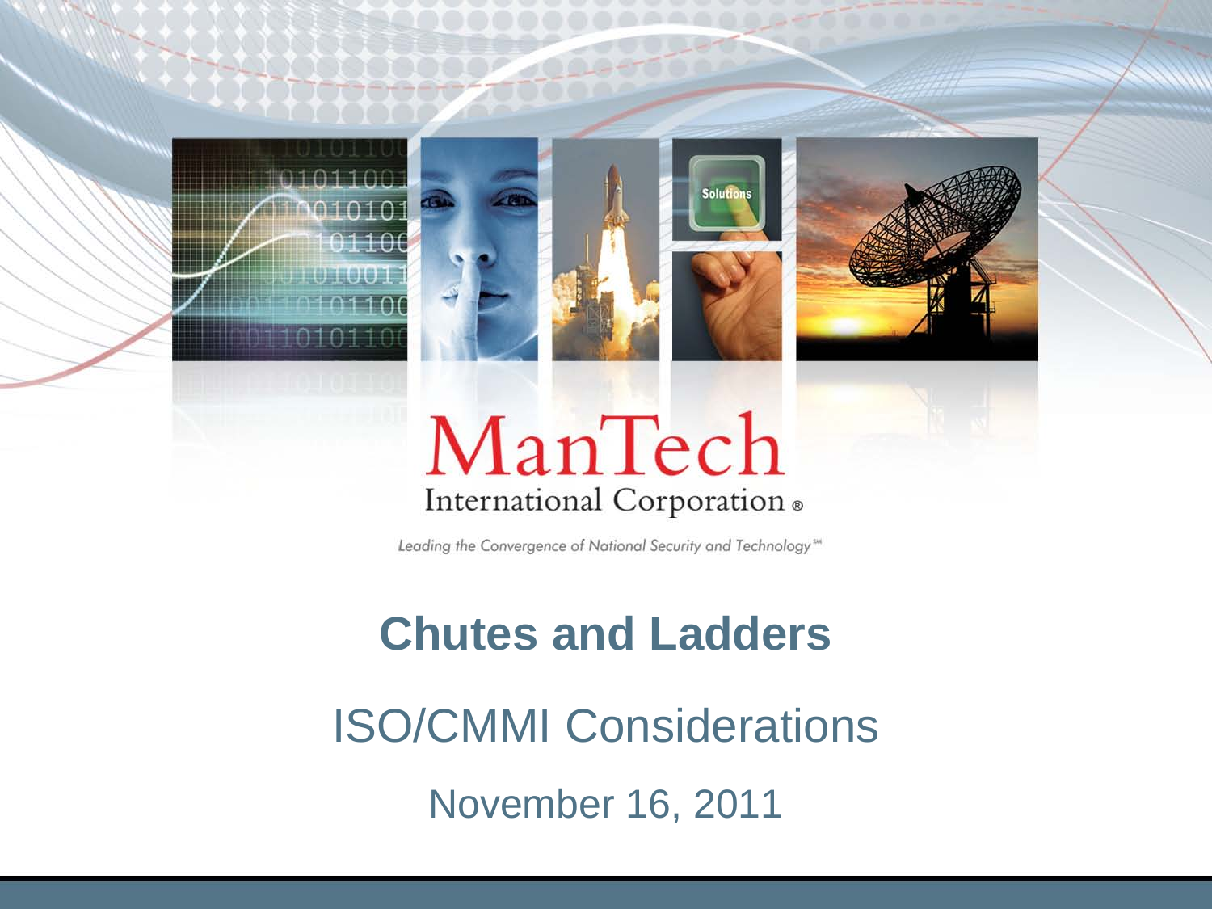ManTech

International Corporation®

*Leading the Convergence of National Security and Technology*℠

# Chutes and Ladders

## ISO/CMMI Considerations

November 16, 2011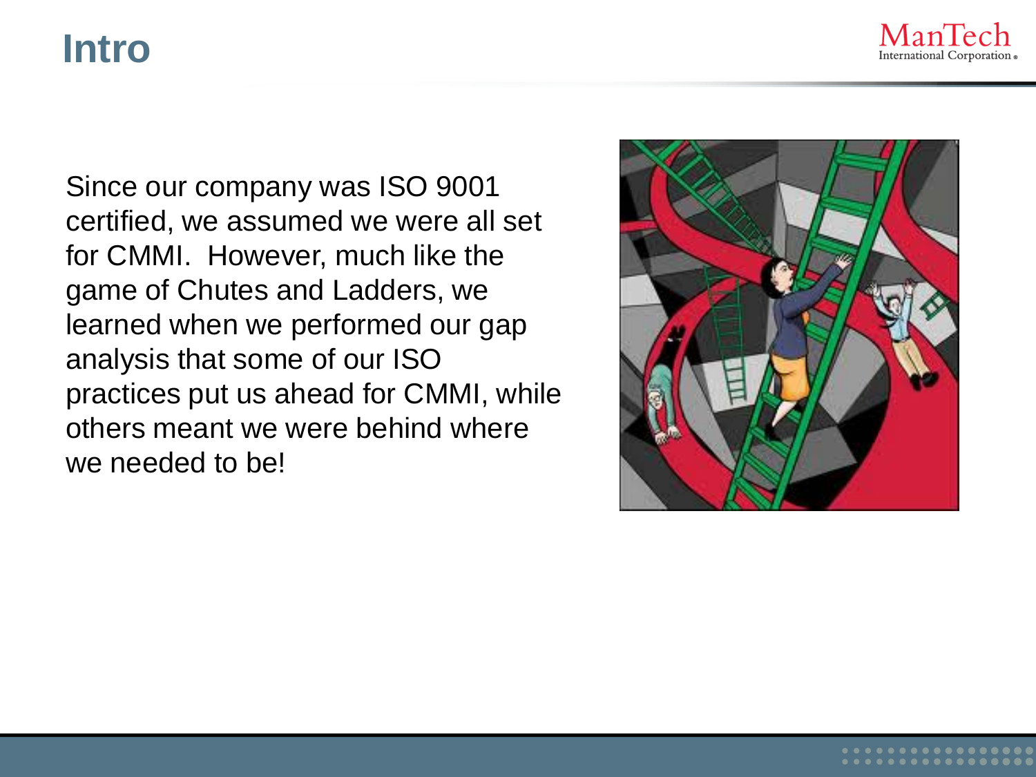# Intro

Since our company was ISO 9001 certified, we assumed we were all set for CMMI. However, much like the game of Chutes and Ladders, we learned when we performed our gap analysis that some of our ISO practices put us ahead for CMMI, while others meant we were behind where we needed to be!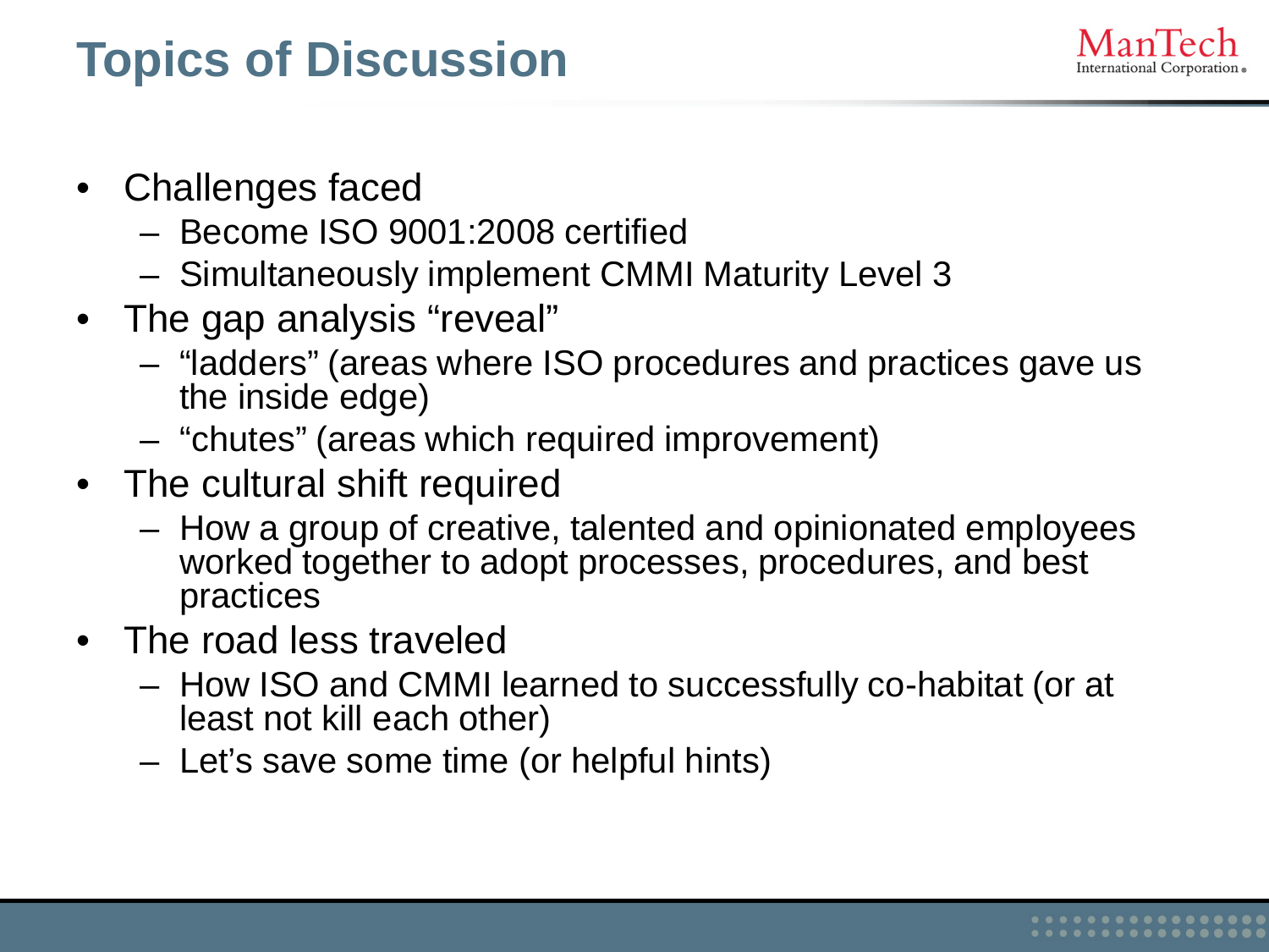# Topics of Discussion

- Challenges faced
  - Become ISO 9001:2008 certified
  - Simultaneously implement CMMI Maturity Level 3
- The gap analysis "reveal"
  - "ladders" (areas where ISO procedures and practices gave us the inside edge)
  - "chutes" (areas which required improvement)
- The cultural shift required
  - How a group of creative, talented and opinionated employees worked together to adopt processes, procedures, and best practices
- The road less traveled
  - How ISO and CMMI learned to successfully co-habitat (or at least not kill each other)
  - Let's save some time (or helpful hints)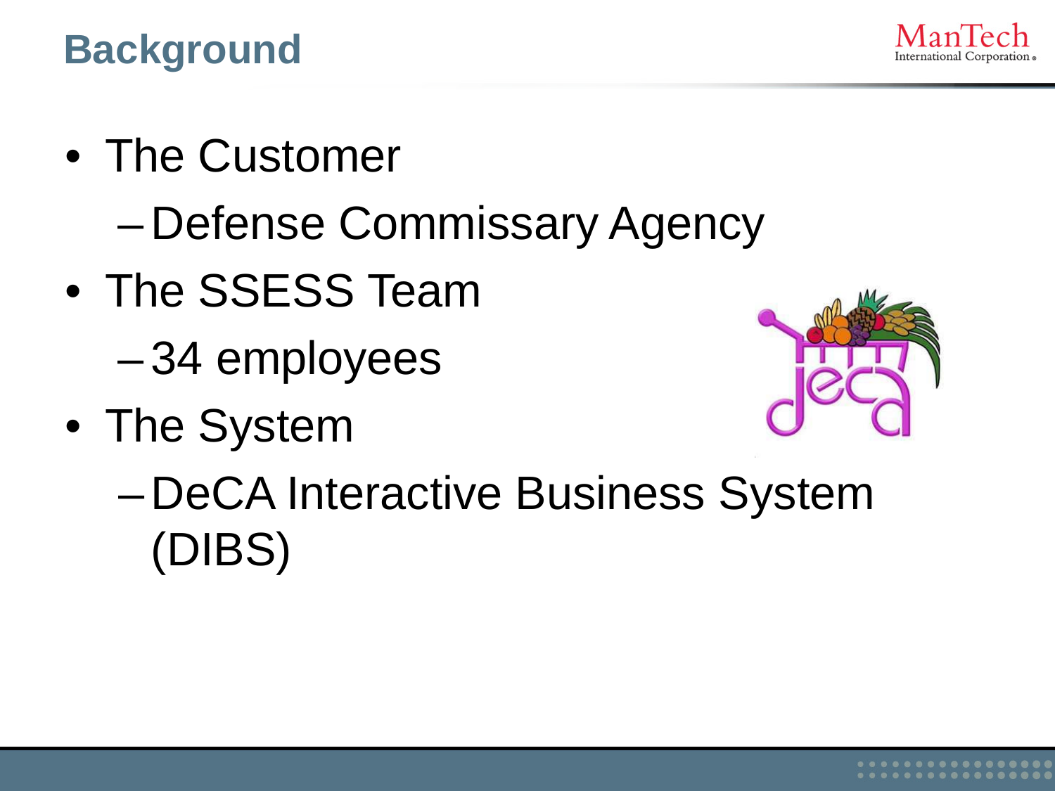# Background

- The Customer
  - Defense Commissary Agency
- The SSESS Team
  - 34 employees
- The System
  - DeCA Interactive Business System (DIBS)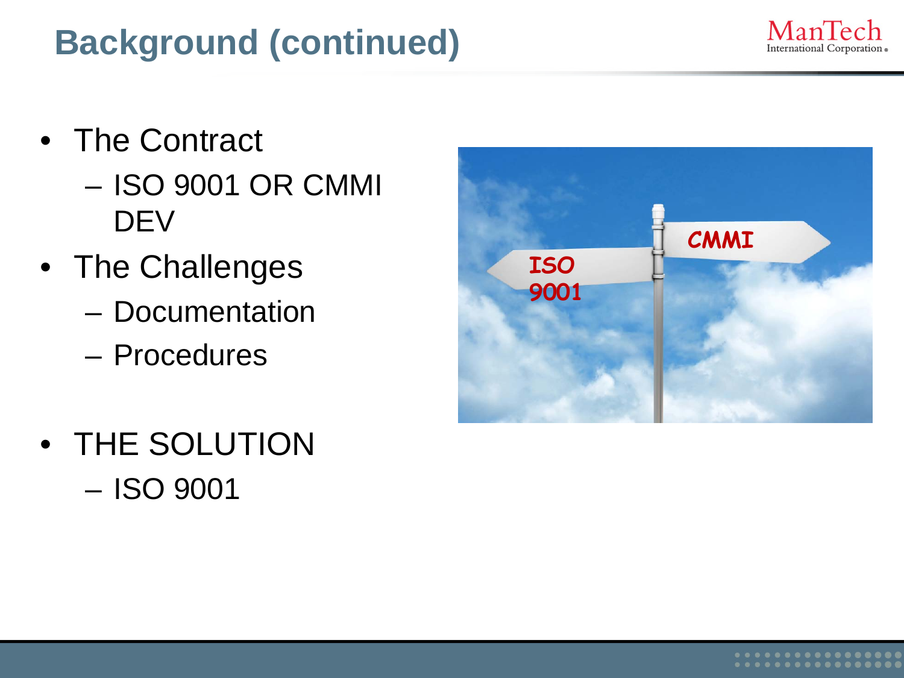# Background (continued)

- The Contract
  - ISO 9001 OR CMMI DEV
- The Challenges
  - Documentation
  - Procedures
- THE SOLUTION
  - ISO 9001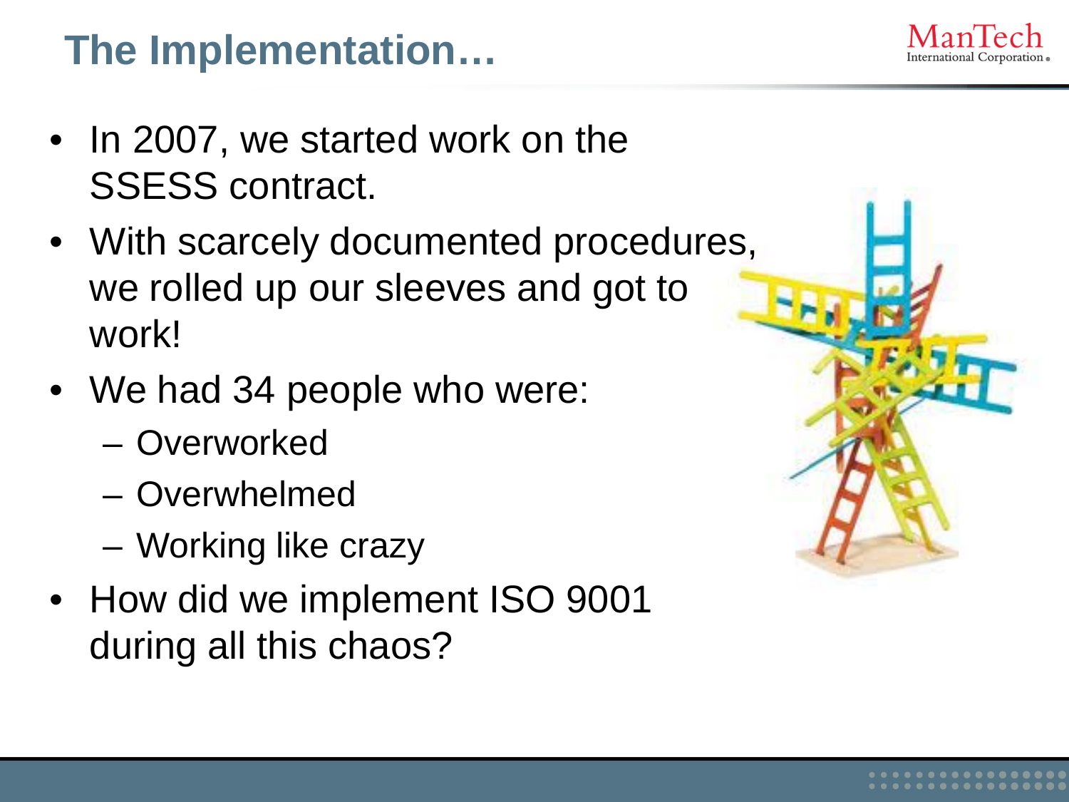# The Implementation…

- In 2007, we started work on the SSESS contract.
- With scarcely documented procedures, we rolled up our sleeves and got to work!
- We had 34 people who were:
  - Overworked
  - Overwhelmed
  - Working like crazy
- How did we implement ISO 9001 during all this chaos?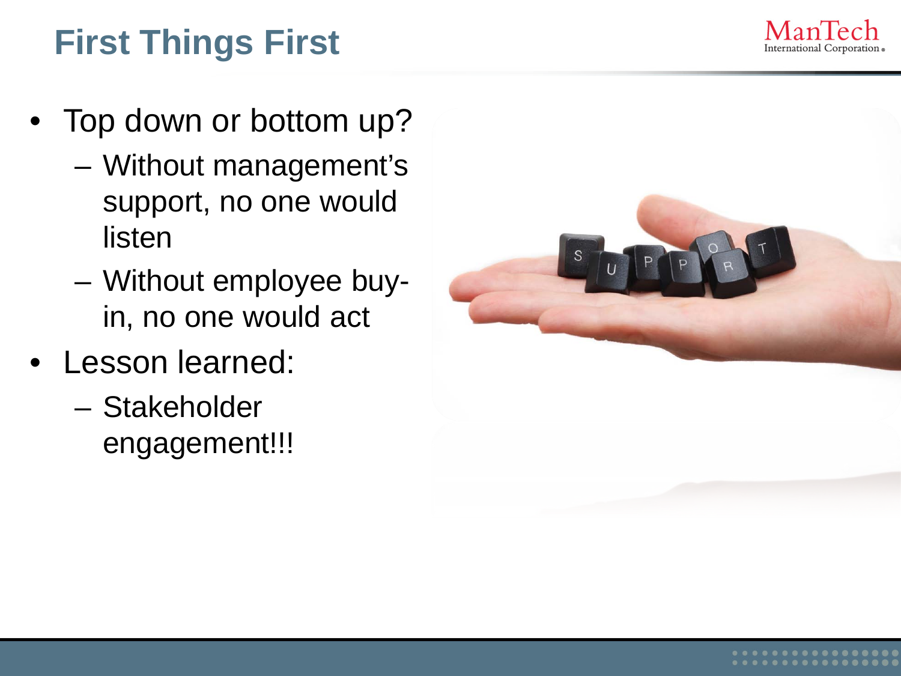# First Things First

- Top down or bottom up?
  - Without management's support, no one would listen
  - Without employee buy-in, no one would act
- Lesson learned:
  - Stakeholder engagement!!!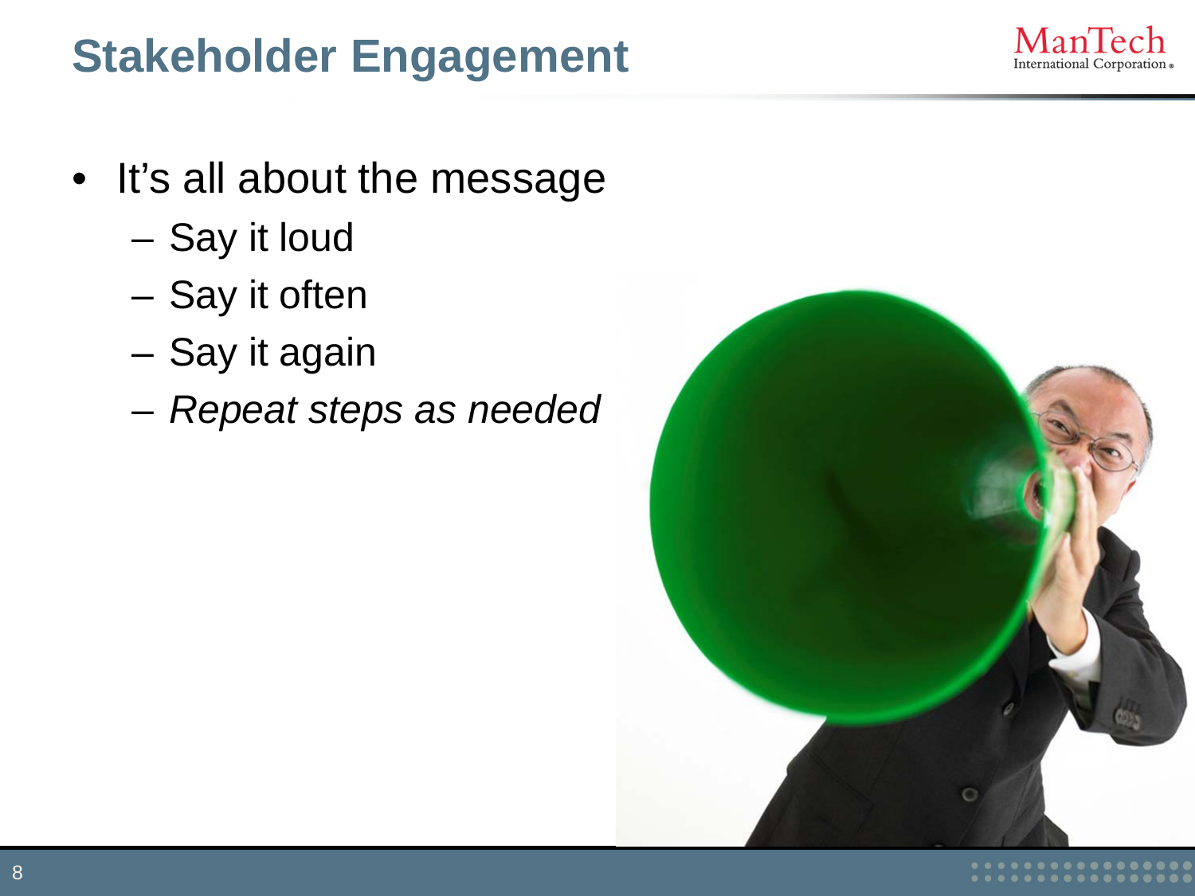# Stakeholder Engagement

- It's all about the message
  - Say it loud
  - Say it often
  - Say it again
  - *Repeat steps as needed*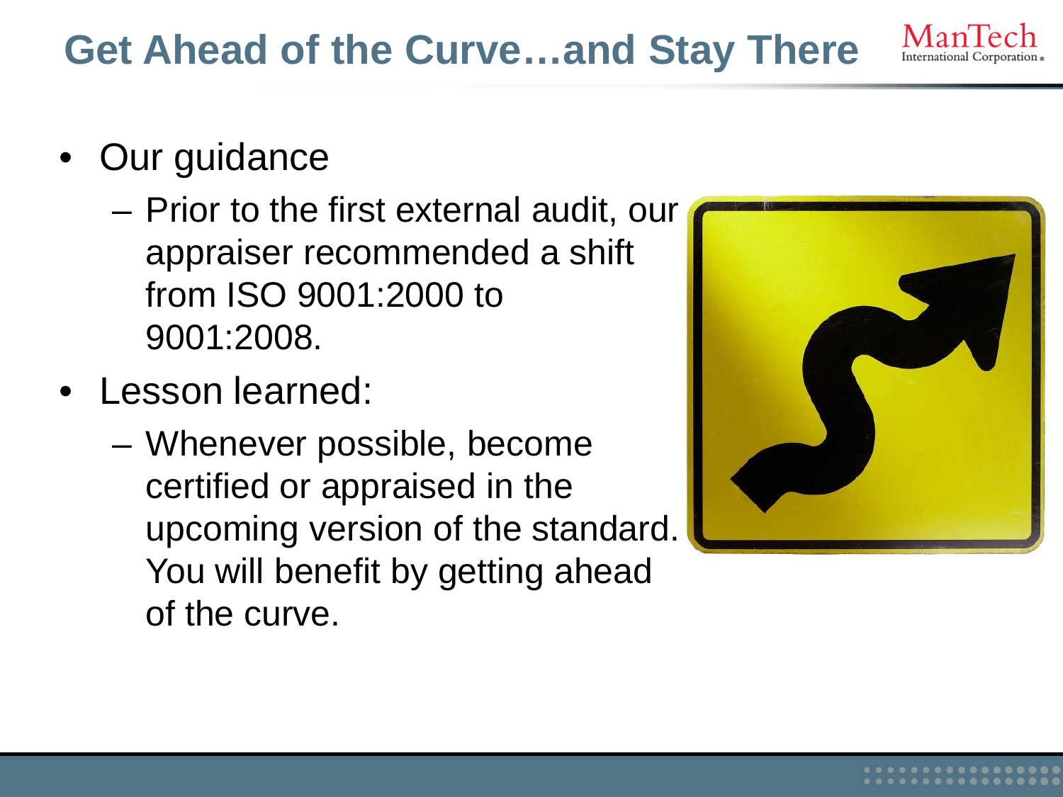# Get Ahead of the Curve…and Stay There

- Our guidance
  - Prior to the first external audit, our appraiser recommended a shift from ISO 9001:2000 to 9001:2008.
- Lesson learned:
  - Whenever possible, become certified or appraised in the upcoming version of the standard. You will benefit by getting ahead of the curve.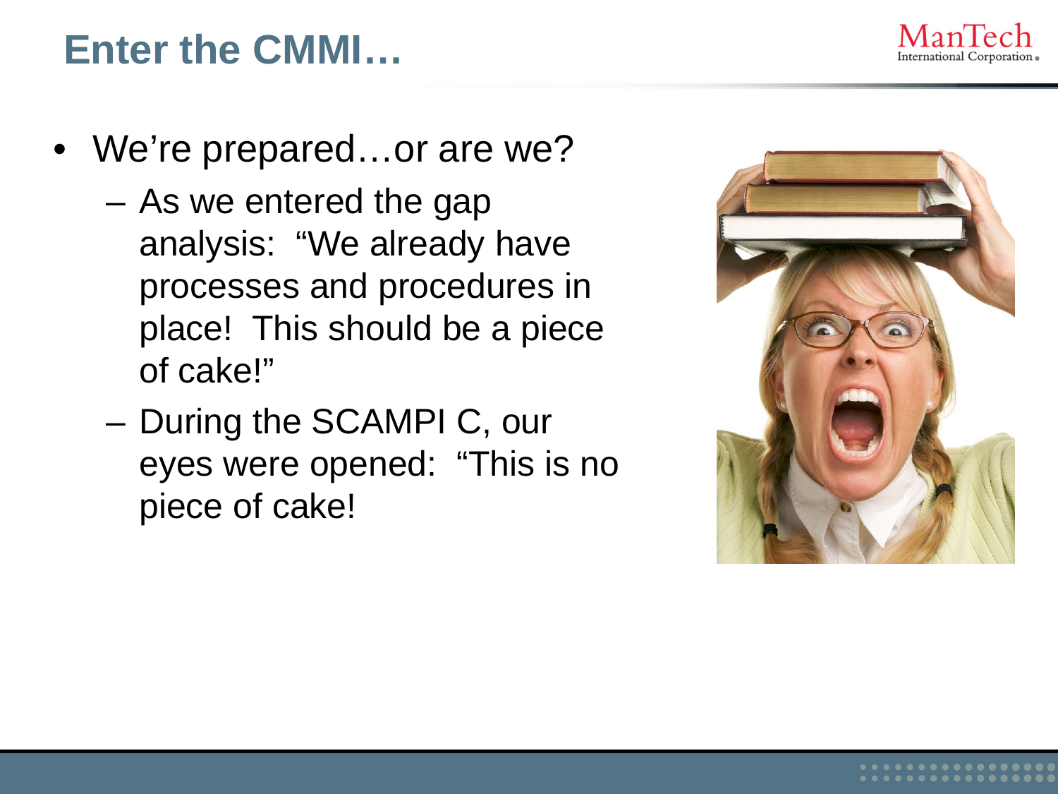# Enter the CMMI…

- We're prepared…or are we?
  - As we entered the gap analysis: "We already have processes and procedures in place! This should be a piece of cake!"
  - During the SCAMPI C, our eyes were opened: "This is no piece of cake!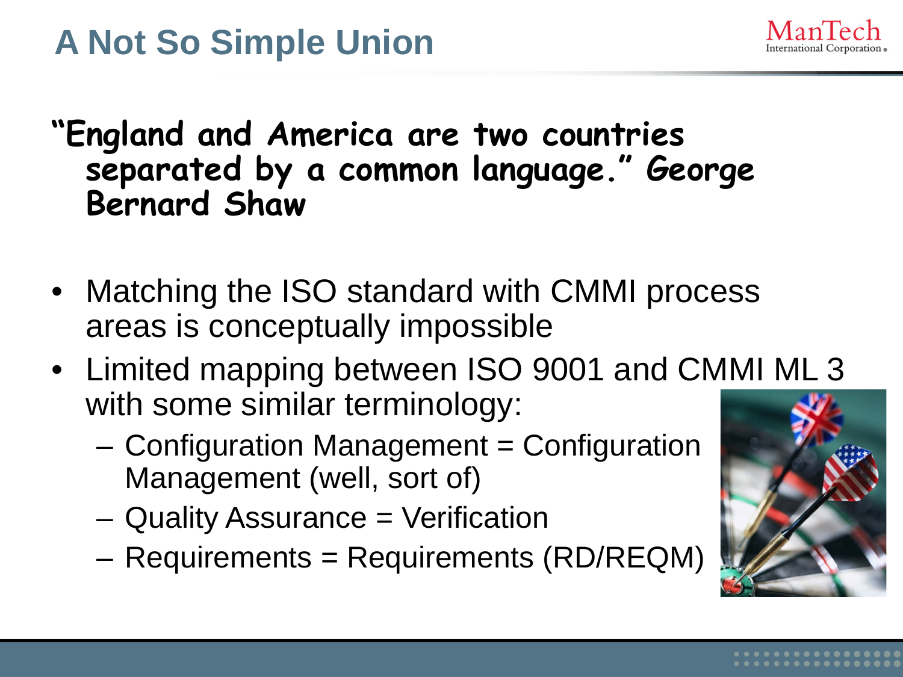# A Not So Simple Union

**"England and America are two countries separated by a common language." George Bernard Shaw**

- Matching the ISO standard with CMMI process areas is conceptually impossible
- Limited mapping between ISO 9001 and CMMI ML 3 with some similar terminology:
  - Configuration Management = Configuration Management (well, sort of)
  - Quality Assurance = Verification
  - Requirements = Requirements (RD/REQM)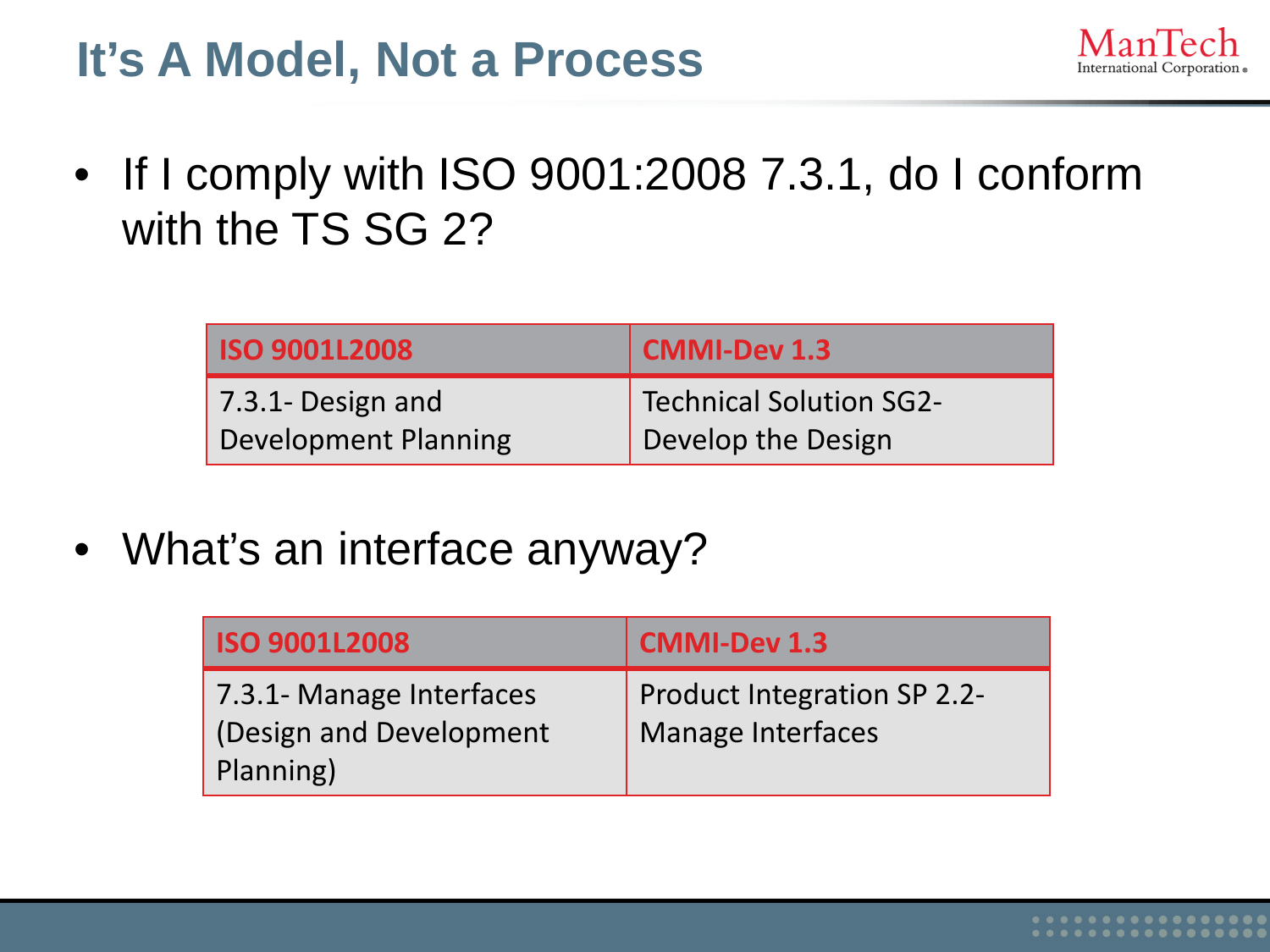# It's A Model, Not a Process

- If I comply with ISO 9001:2008 7.3.1, do I conform with the TS SG 2?

| ISO 9001L2008 | CMMI-Dev 1.3 |
| --- | --- |
| 7.3.1- Design and Development Planning | Technical Solution SG2- Develop the Design |

- What's an interface anyway?

| ISO 9001L2008 | CMMI-Dev 1.3 |
| --- | --- |
| 7.3.1- Manage Interfaces (Design and Development Planning) | Product Integration SP 2.2- Manage Interfaces |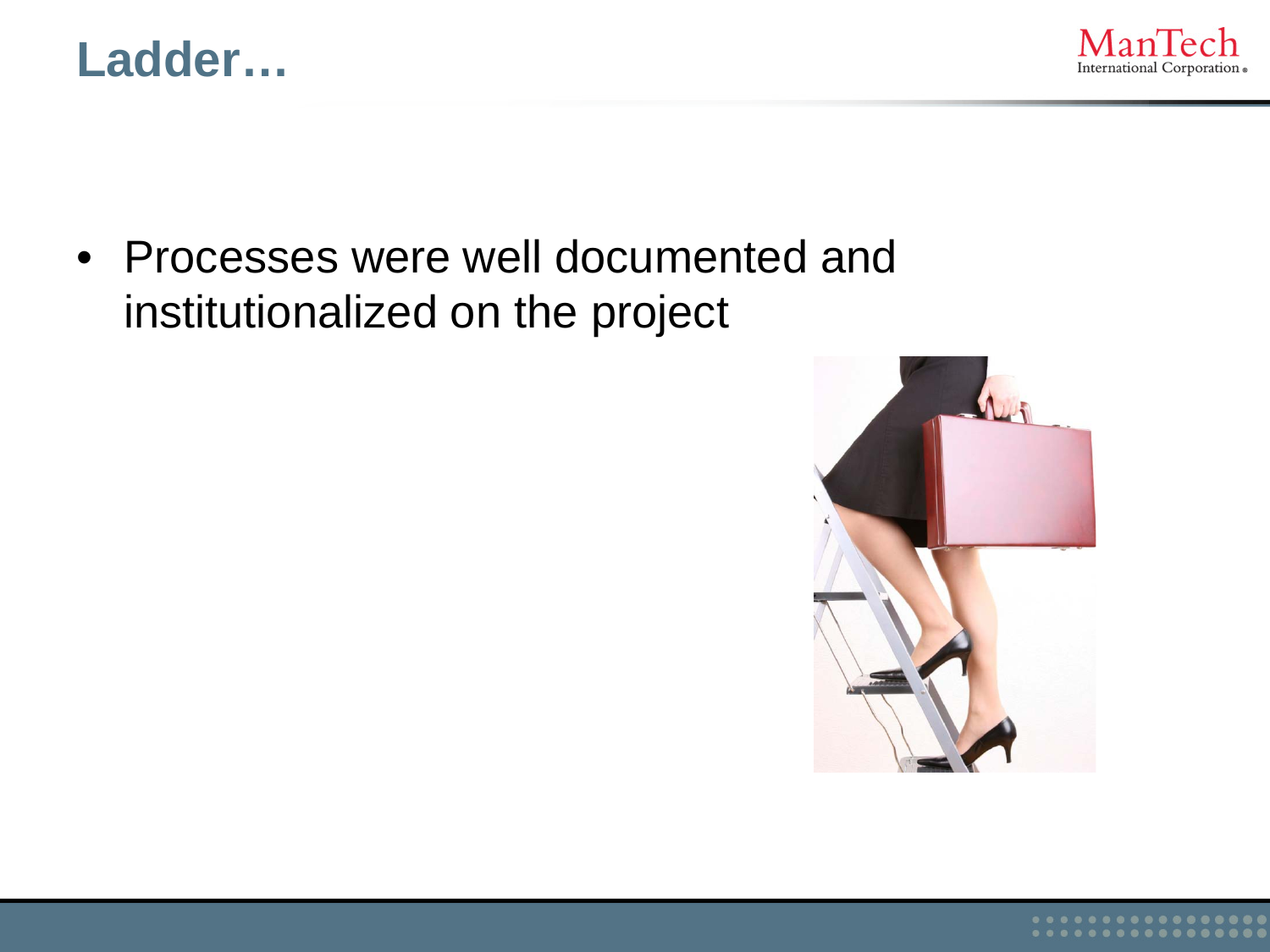# Ladder…

- Processes were well documented and institutionalized on the project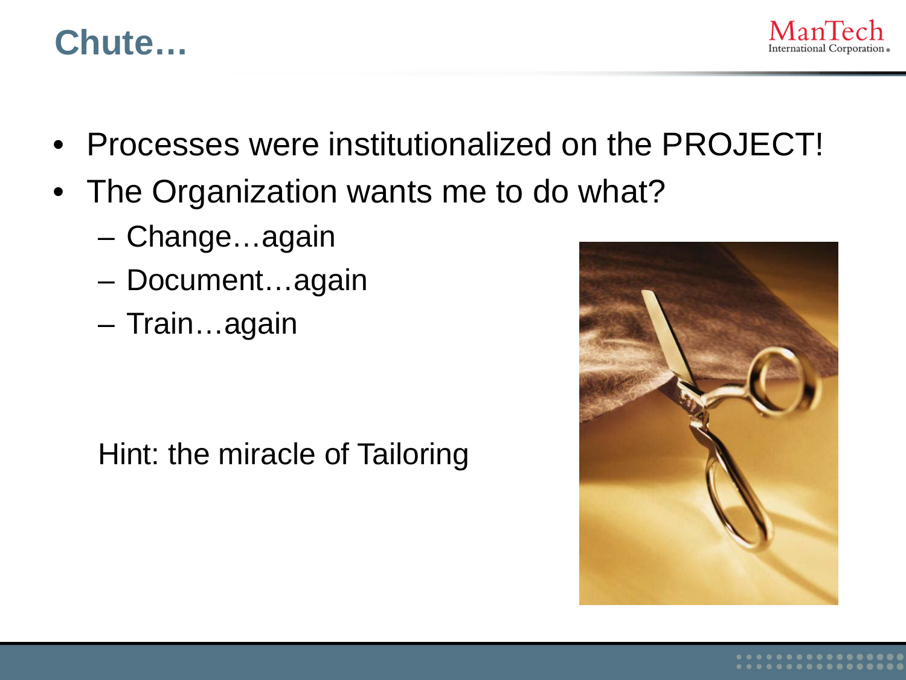# Chute…

- Processes were institutionalized on the PROJECT!
- The Organization wants me to do what?
  - Change…again
  - Document…again
  - Train…again

Hint: the miracle of Tailoring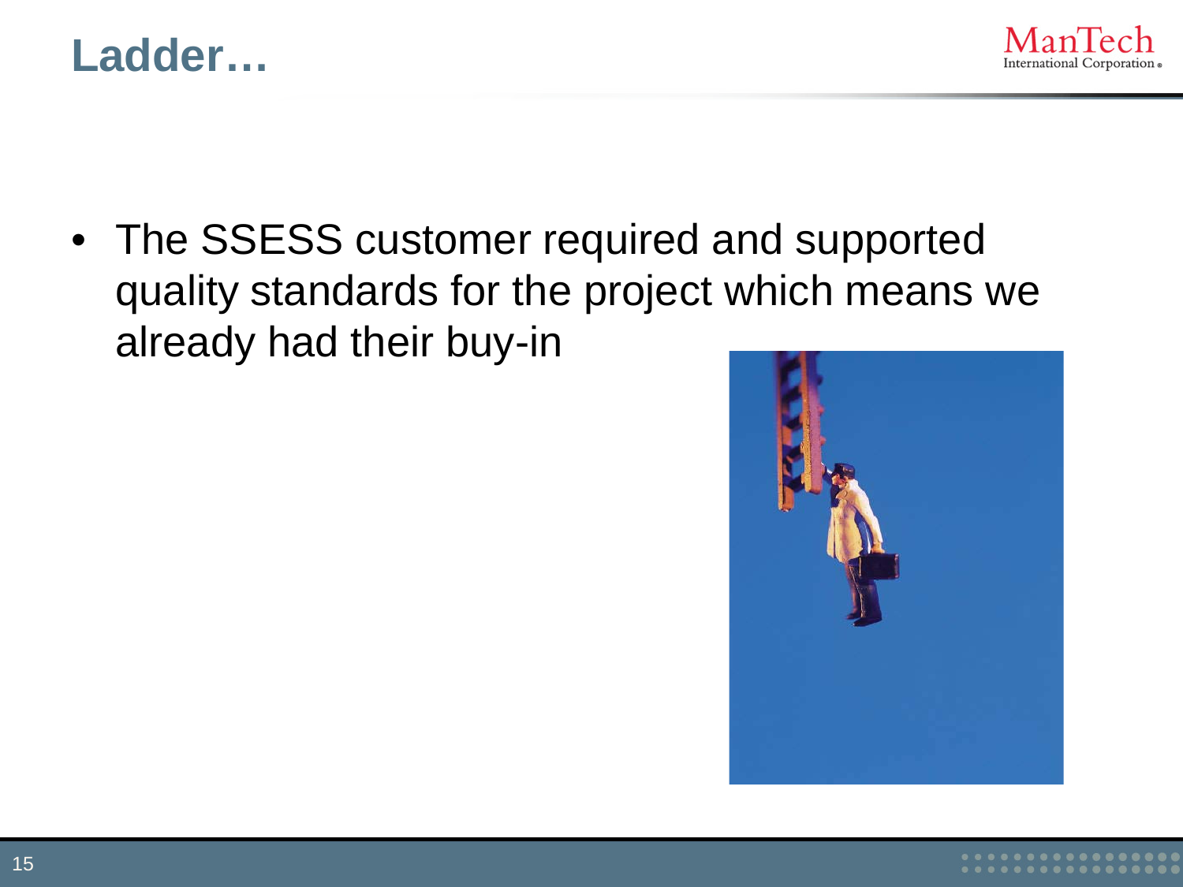# Ladder…

- The SSESS customer required and supported quality standards for the project which means we already had their buy-in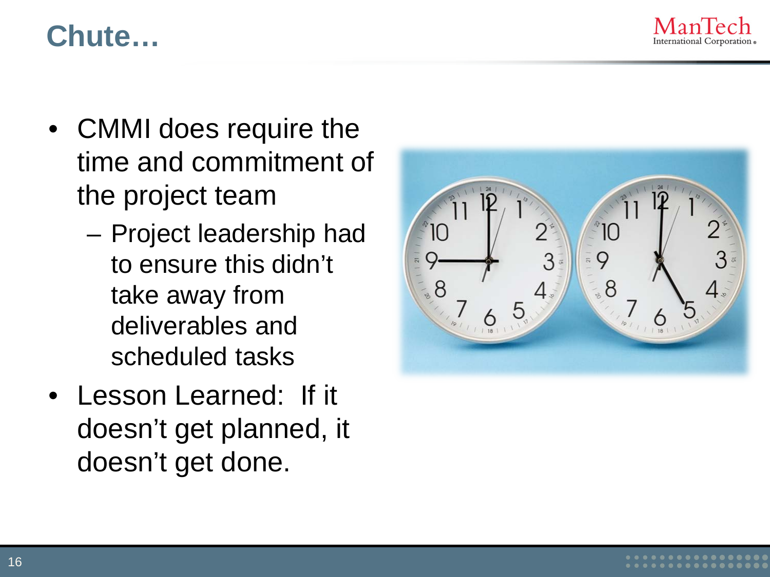# Chute…

- CMMI does require the time and commitment of the project team
  - Project leadership had to ensure this didn't take away from deliverables and scheduled tasks
- Lesson Learned: If it doesn't get planned, it doesn't get done.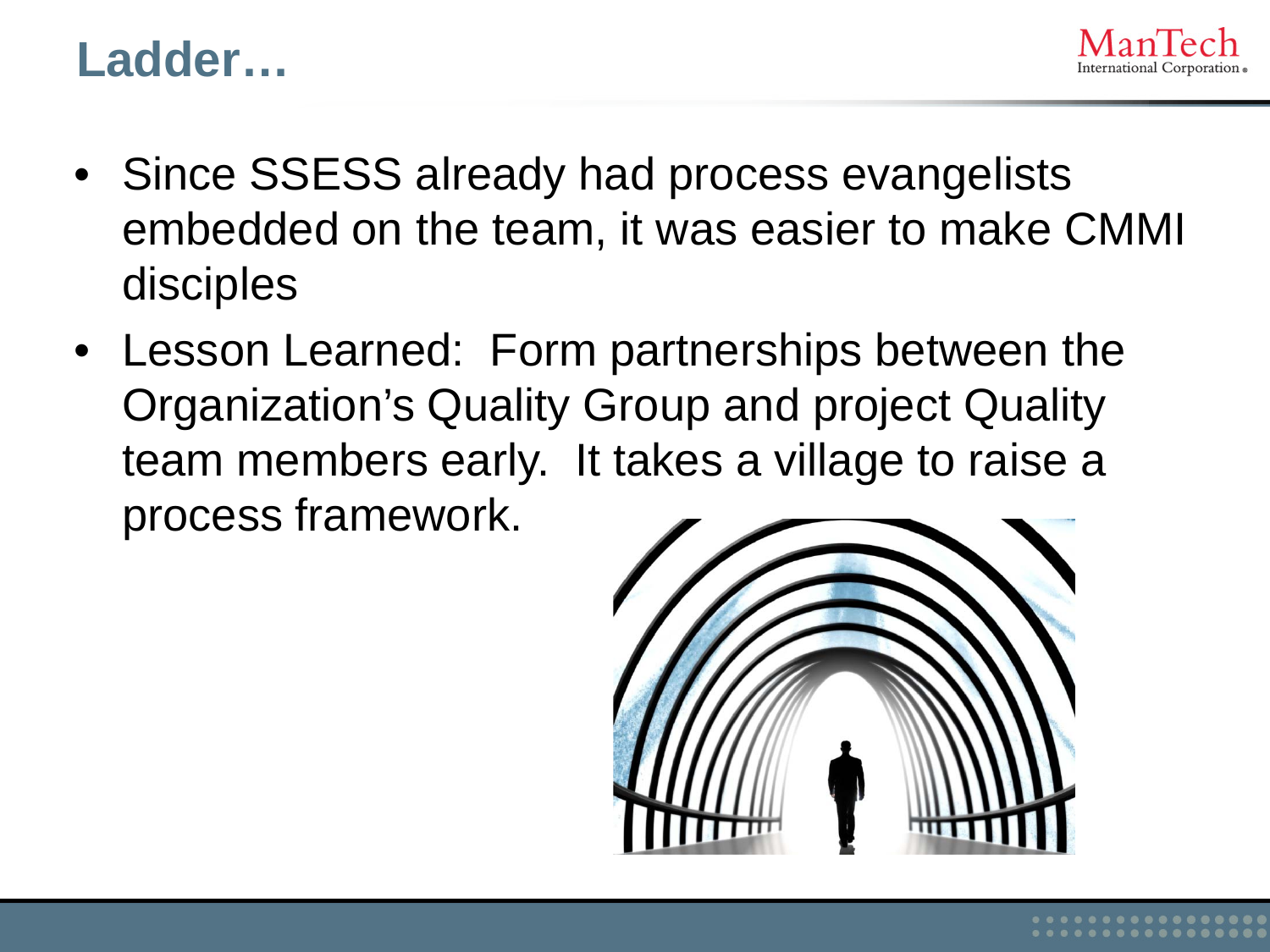# Ladder…

- Since SSESS already had process evangelists embedded on the team, it was easier to make CMMI disciples
- Lesson Learned:  Form partnerships between the Organization's Quality Group and project Quality team members early.  It takes a village to raise a process framework.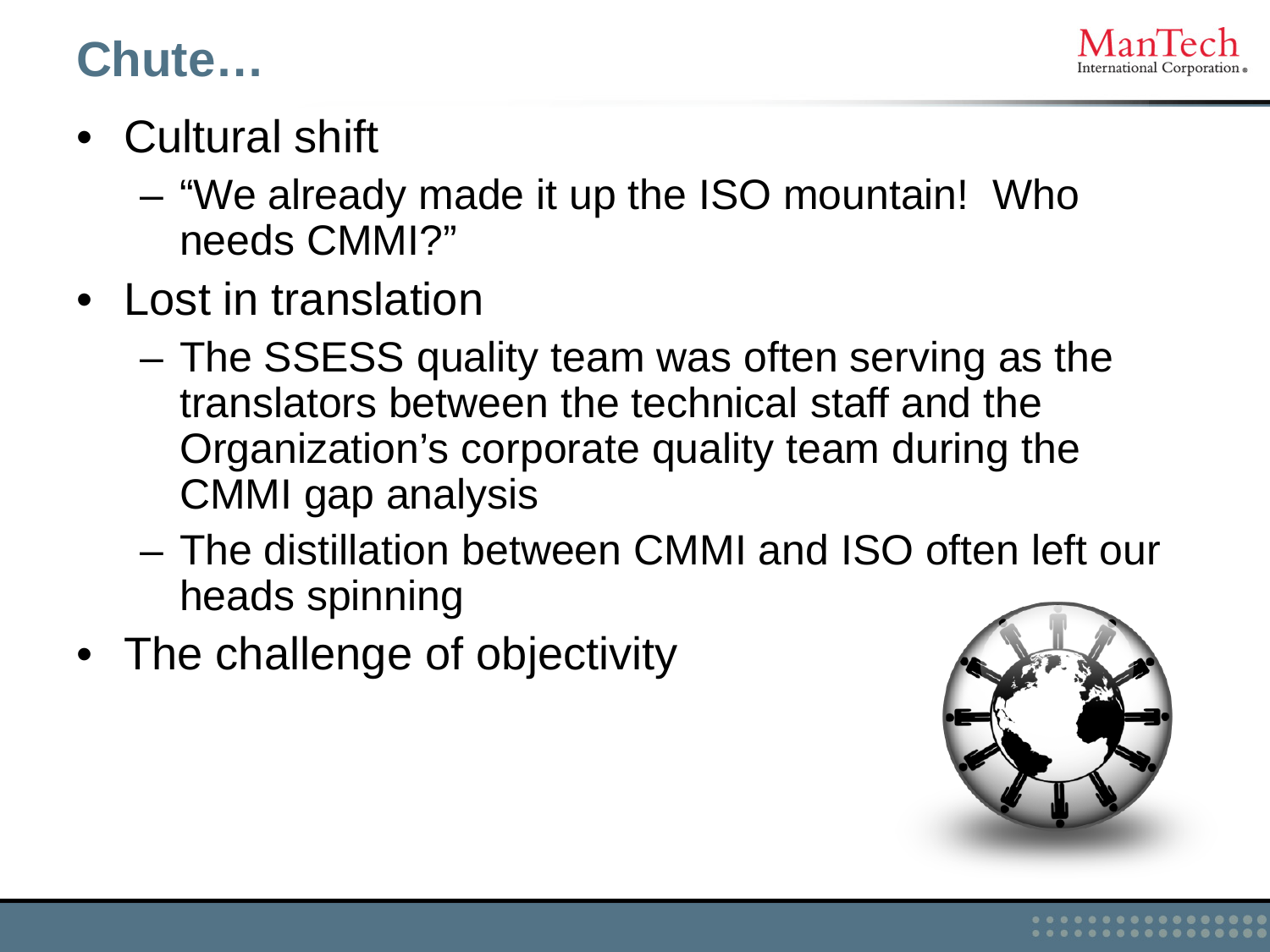# Chute…

- Cultural shift
  - "We already made it up the ISO mountain! Who needs CMMI?"
- Lost in translation
  - The SSESS quality team was often serving as the translators between the technical staff and the Organization's corporate quality team during the CMMI gap analysis
  - The distillation between CMMI and ISO often left our heads spinning
- The challenge of objectivity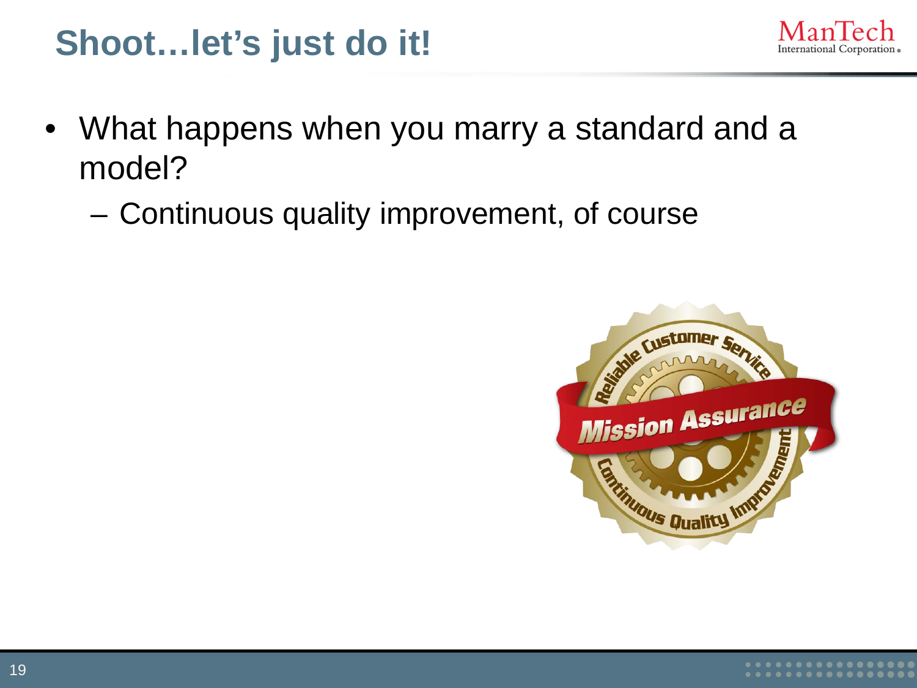# Shoot…let's just do it!

- What happens when you marry a standard and a model?
  - Continuous quality improvement, of course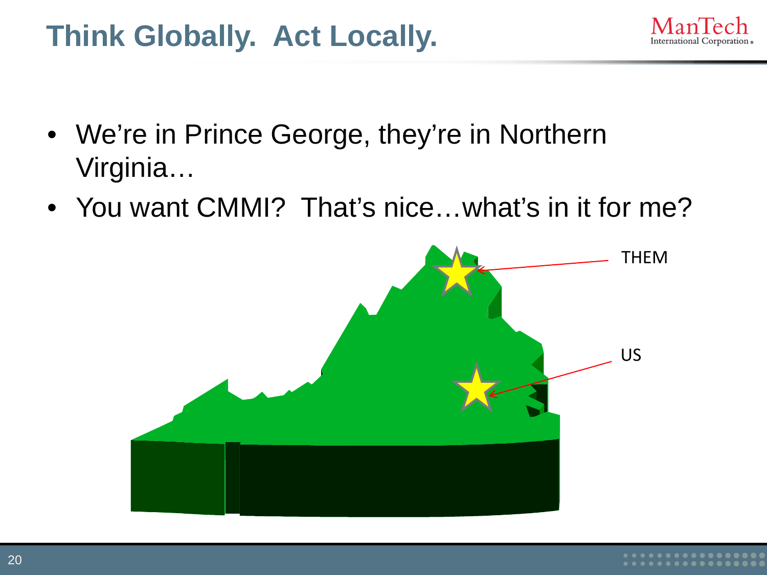# Think Globally. Act Locally.

- We're in Prince George, they're in Northern Virginia…
- You want CMMI? That's nice…what's in it for me?

THEM

US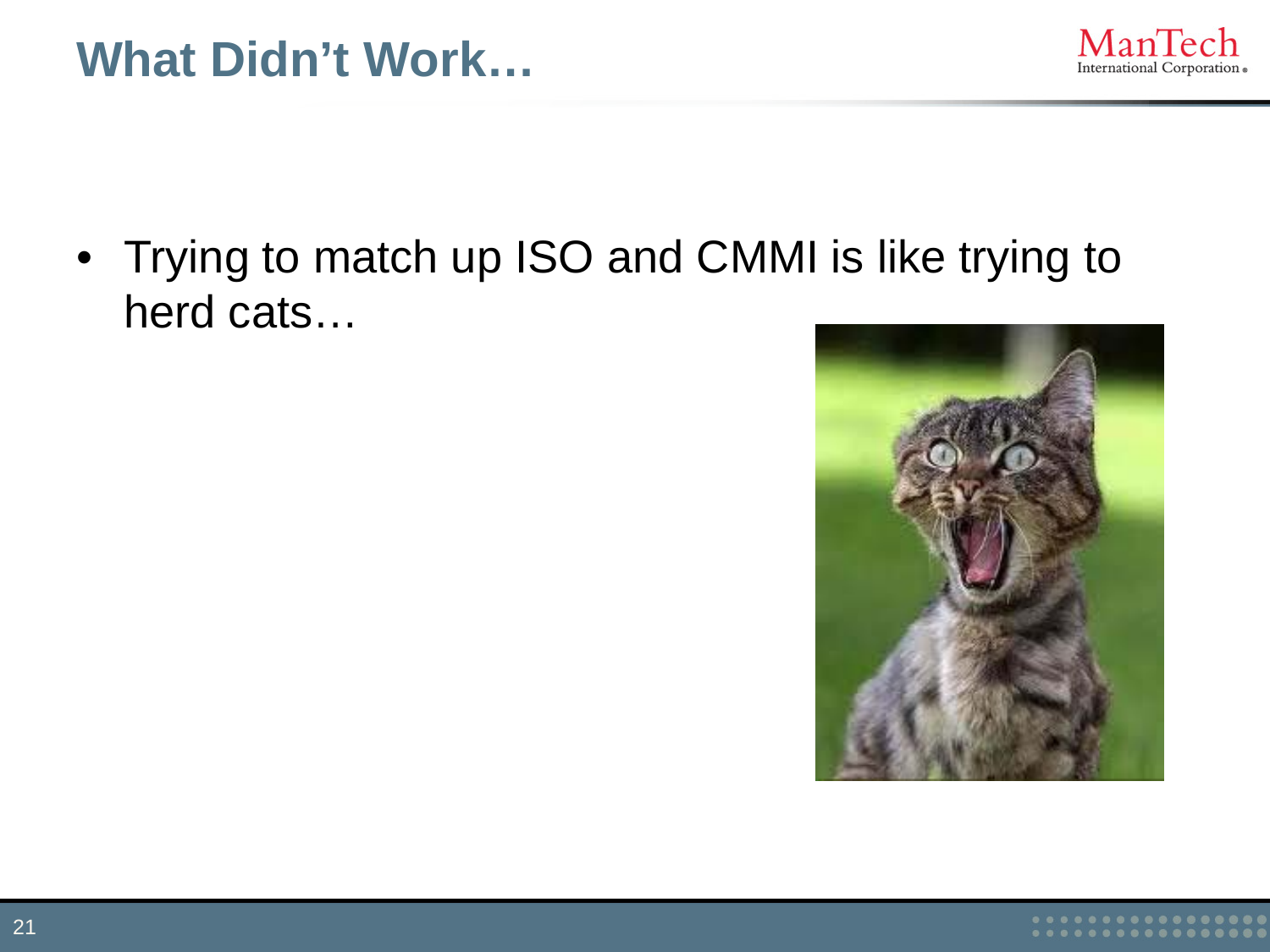# What Didn't Work…

- Trying to match up ISO and CMMI is like trying to herd cats…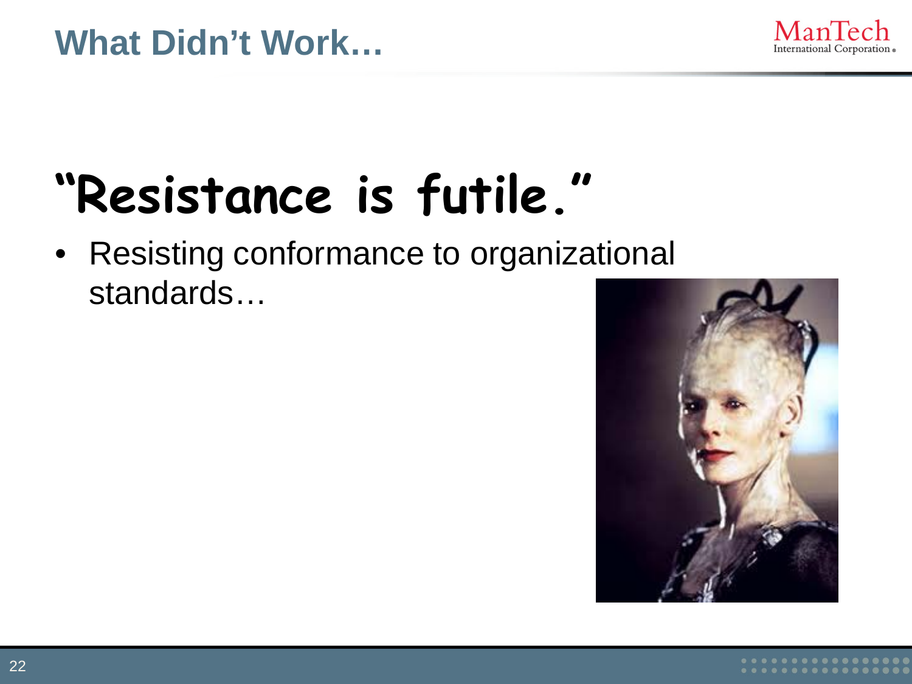# What Didn't Work…

## "Resistance is futile."

- Resisting conformance to organizational standards…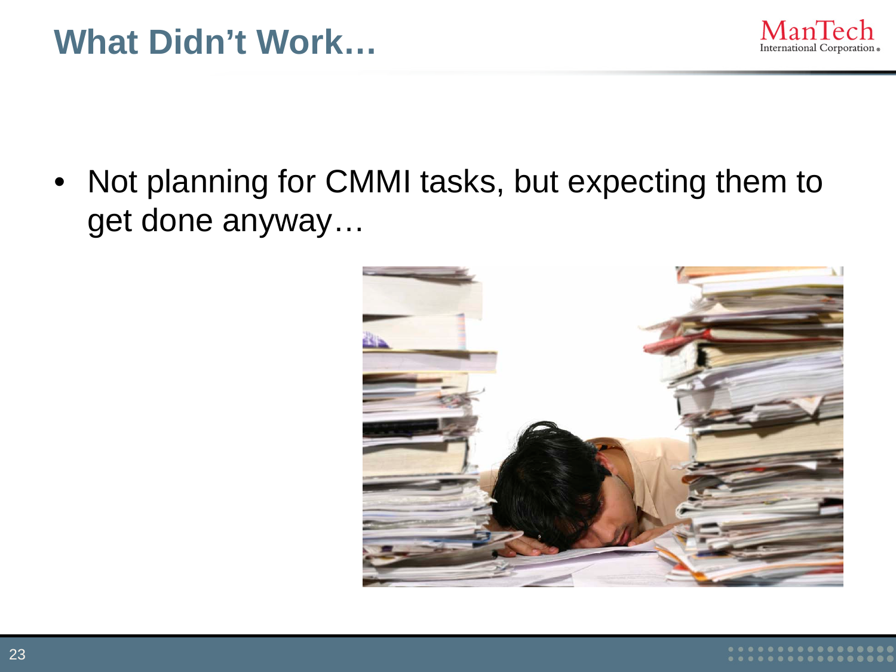# What Didn't Work…

- Not planning for CMMI tasks, but expecting them to get done anyway…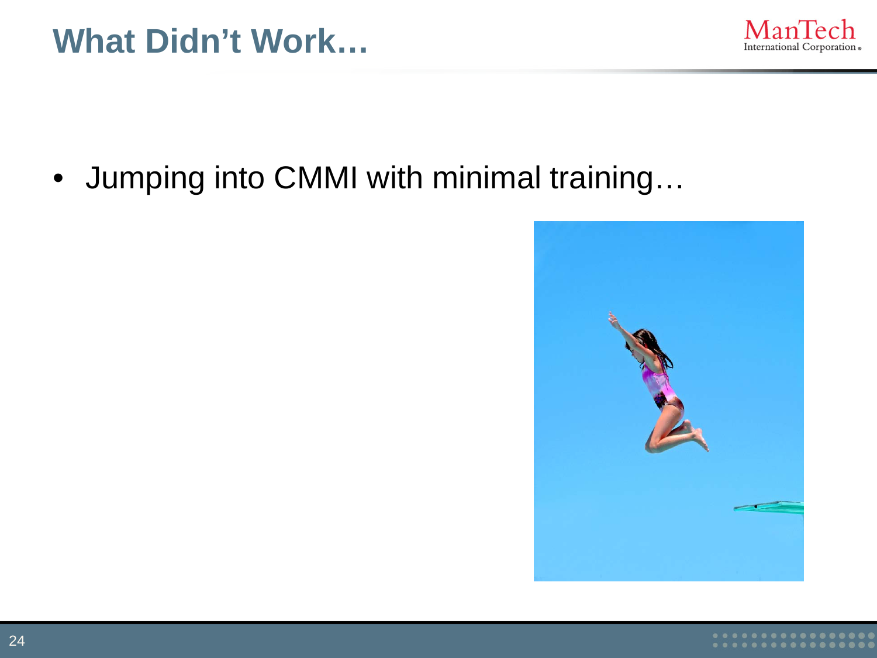# What Didn't Work…

- Jumping into CMMI with minimal training…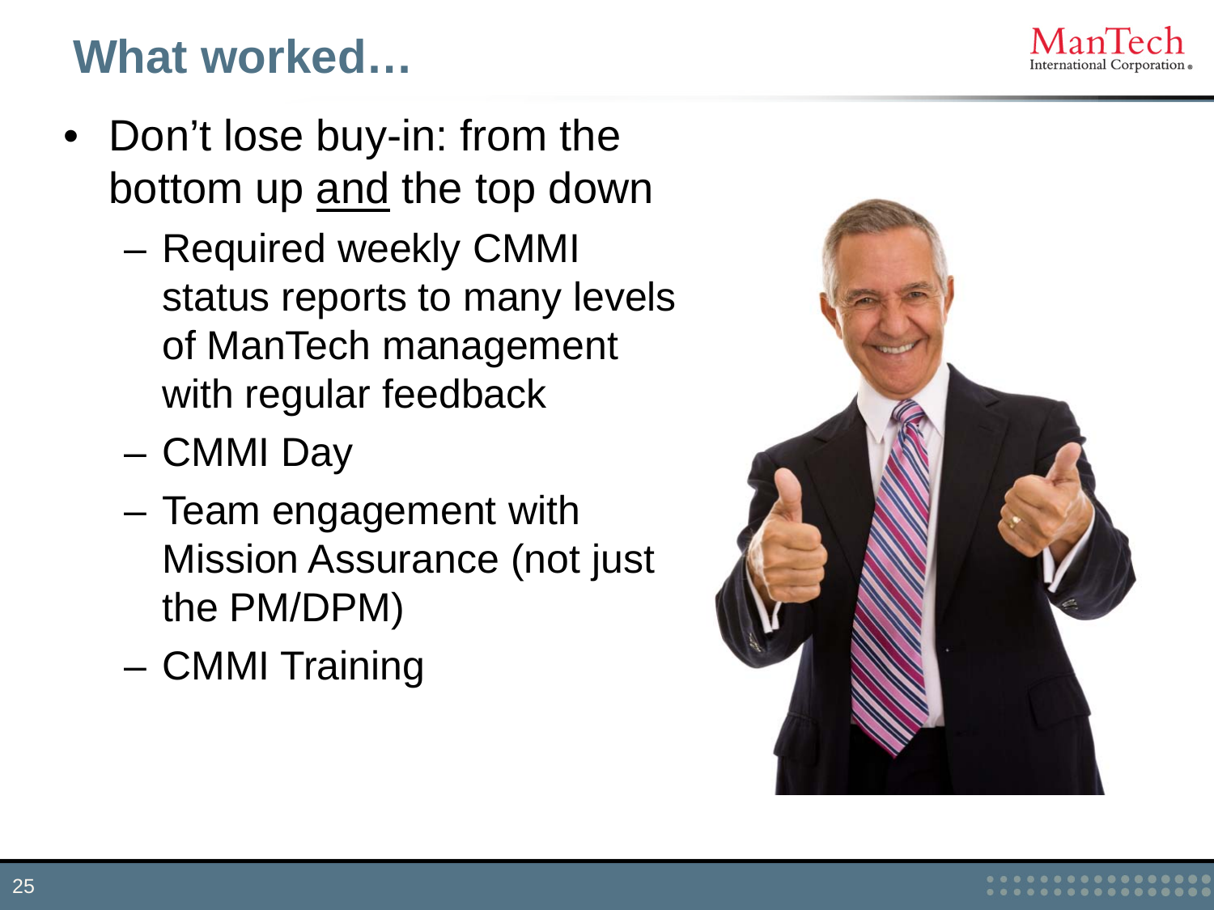# What worked…

- Don't lose buy-in: from the bottom up <u>and</u> the top down
  - Required weekly CMMI status reports to many levels of ManTech management with regular feedback
  - CMMI Day
  - Team engagement with Mission Assurance (not just the PM/DPM)
  - CMMI Training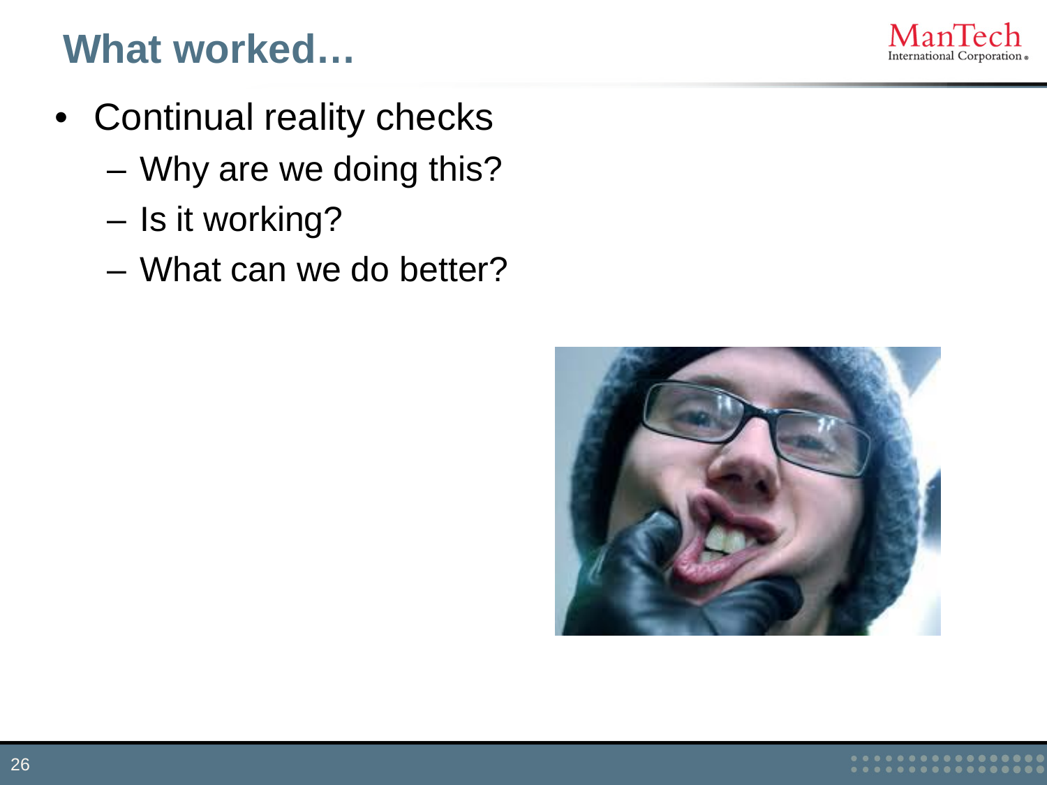# What worked…

- Continual reality checks
  - Why are we doing this?
  - Is it working?
  - What can we do better?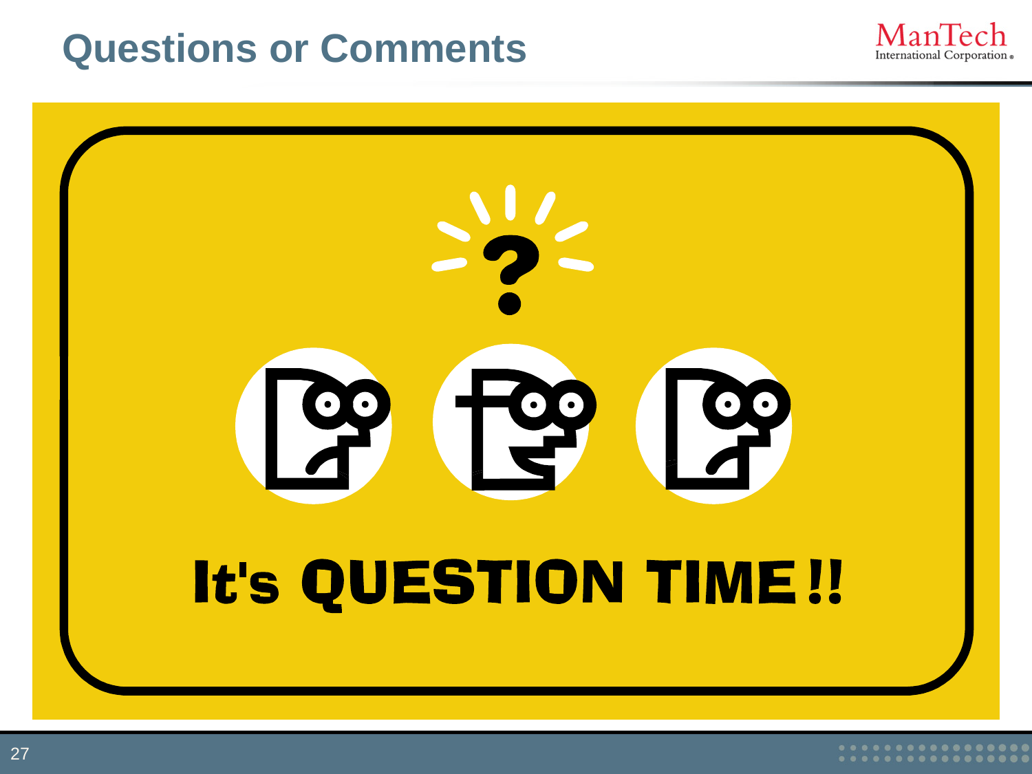# Questions or Comments

It's QUESTION TIME!!